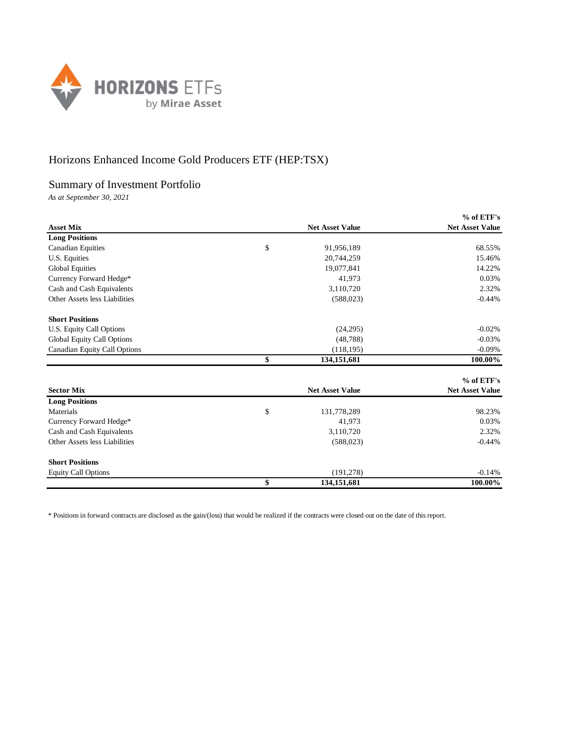HORIZONS ETFs by Mirae Asset

# Horizons Enhanced Income Gold Producers ETF (HEP:TSX)

## Summary of Investment Portfolio

*As at September 30, 2021*

| Asset Mix | | Net Asset Value | % of ETF's Net Asset Value |
|---|---|---|---|
| **Long Positions** | | | |
| Canadian Equities | $ | 91,956,189 | 68.55% |
| U.S. Equities | | 20,744,259 | 15.46% |
| Global Equities | | 19,077,841 | 14.22% |
| Currency Forward Hedge* | | 41,973 | 0.03% |
| Cash and Cash Equivalents | | 3,110,720 | 2.32% |
| Other Assets less Liabilities | | (588,023) | -0.44% |
| **Short Positions** | | | |
| U.S. Equity Call Options | | (24,295) | -0.02% |
| Global Equity Call Options | | (48,788) | -0.03% |
| Canadian Equity Call Options | | (118,195) | -0.09% |
| | **$** | **134,151,681** | **100.00%** |

| Sector Mix | | Net Asset Value | % of ETF's Net Asset Value |
|---|---|---|---|
| **Long Positions** | | | |
| Materials | $ | 131,778,289 | 98.23% |
| Currency Forward Hedge* | | 41,973 | 0.03% |
| Cash and Cash Equivalents | | 3,110,720 | 2.32% |
| Other Assets less Liabilities | | (588,023) | -0.44% |
| **Short Positions** | | | |
| Equity Call Options | | (191,278) | -0.14% |
| | **$** | **134,151,681** | **100.00%** |

* Positions in forward contracts are disclosed as the gain/(loss) that would be realized if the contracts were closed out on the date of this report.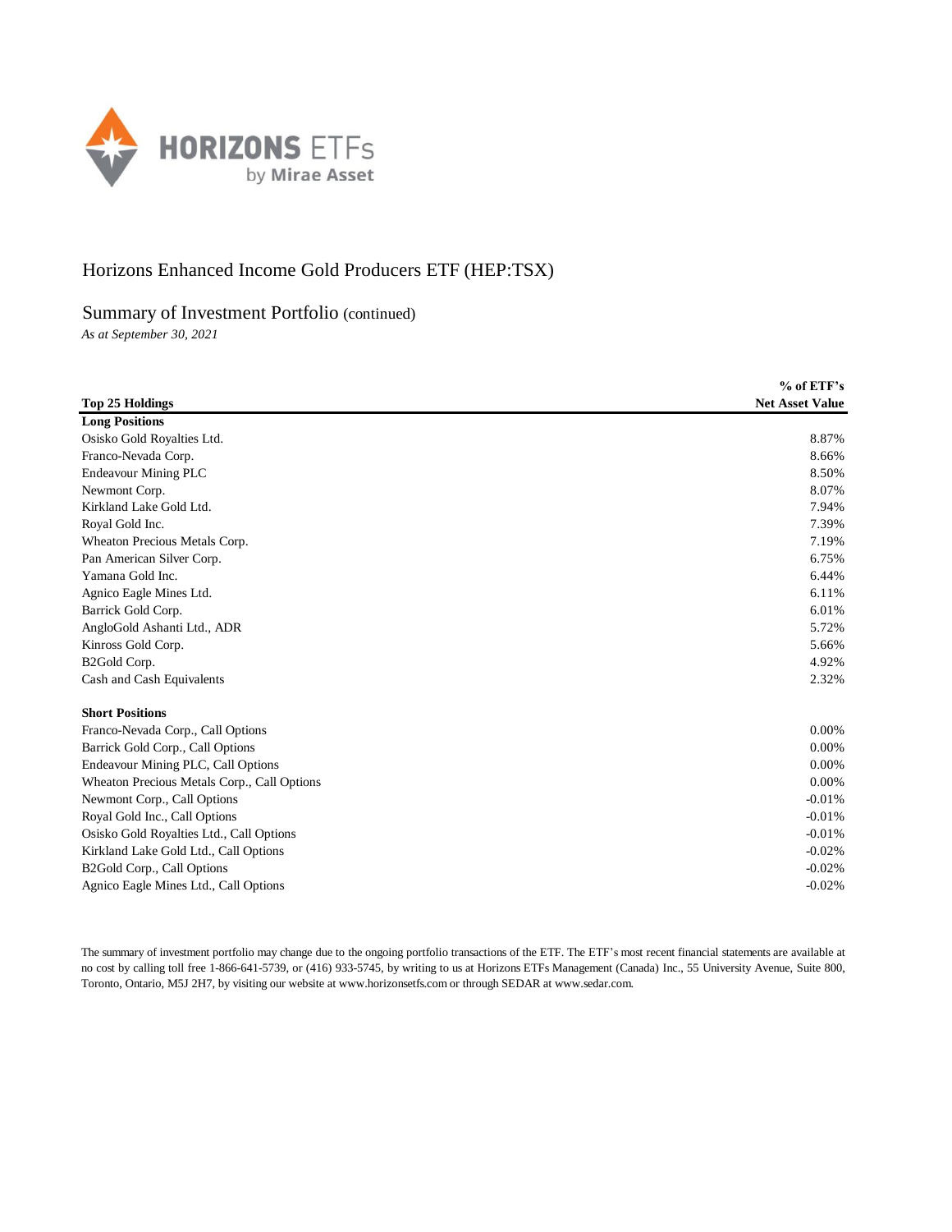# Horizons Enhanced Income Gold Producers ETF (HEP:TSX)

## Summary of Investment Portfolio (continued)

*As at September 30, 2021*

| Top 25 Holdings | % of ETF's Net Asset Value |
|---|---|
| **Long Positions** | |
| Osisko Gold Royalties Ltd. | 8.87% |
| Franco-Nevada Corp. | 8.66% |
| Endeavour Mining PLC | 8.50% |
| Newmont Corp. | 8.07% |
| Kirkland Lake Gold Ltd. | 7.94% |
| Royal Gold Inc. | 7.39% |
| Wheaton Precious Metals Corp. | 7.19% |
| Pan American Silver Corp. | 6.75% |
| Yamana Gold Inc. | 6.44% |
| Agnico Eagle Mines Ltd. | 6.11% |
| Barrick Gold Corp. | 6.01% |
| AngloGold Ashanti Ltd., ADR | 5.72% |
| Kinross Gold Corp. | 5.66% |
| B2Gold Corp. | 4.92% |
| Cash and Cash Equivalents | 2.32% |
| **Short Positions** | |
| Franco-Nevada Corp., Call Options | 0.00% |
| Barrick Gold Corp., Call Options | 0.00% |
| Endeavour Mining PLC, Call Options | 0.00% |
| Wheaton Precious Metals Corp., Call Options | 0.00% |
| Newmont Corp., Call Options | -0.01% |
| Royal Gold Inc., Call Options | -0.01% |
| Osisko Gold Royalties Ltd., Call Options | -0.01% |
| Kirkland Lake Gold Ltd., Call Options | -0.02% |
| B2Gold Corp., Call Options | -0.02% |
| Agnico Eagle Mines Ltd., Call Options | -0.02% |

The summary of investment portfolio may change due to the ongoing portfolio transactions of the ETF. The ETF's most recent financial statements are available at no cost by calling toll free 1-866-641-5739, or (416) 933-5745, by writing to us at Horizons ETFs Management (Canada) Inc., 55 University Avenue, Suite 800, Toronto, Ontario, M5J 2H7, by visiting our website at www.horizonsetfs.com or through SEDAR at www.sedar.com.